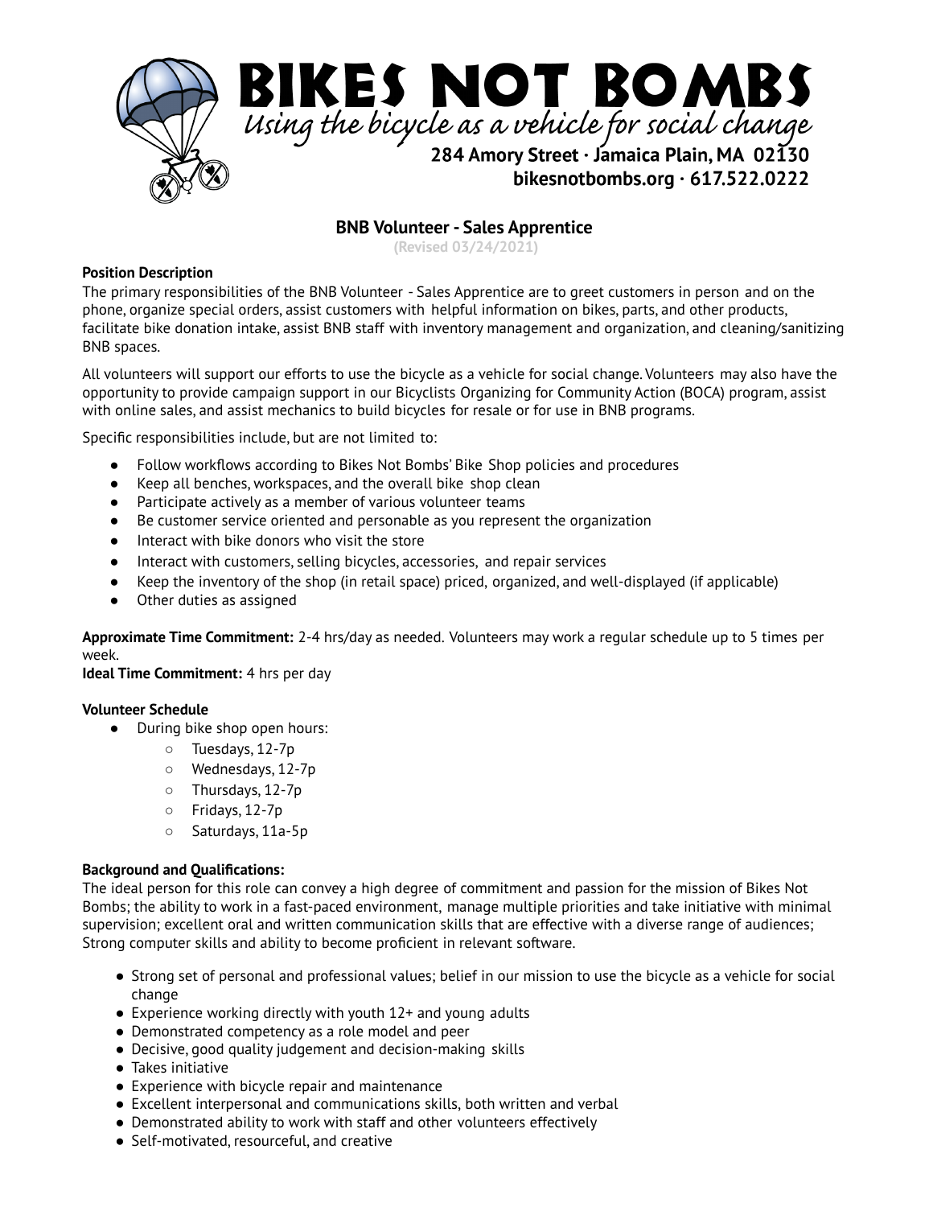# BIKES NOT BOMBS

*Using the bicycle as a vehicle for social change*

**284 Amory Street · Jamaica Plain, MA 02130**
**bikesnotbombs.org · 617.522.0222**

## BNB Volunteer - Sales Apprentice

(Revised 03/24/2021)

**Position Description**

The primary responsibilities of the BNB Volunteer - Sales Apprentice are to greet customers in person and on the phone, organize special orders, assist customers with helpful information on bikes, parts, and other products, facilitate bike donation intake, assist BNB staff with inventory management and organization, and cleaning/sanitizing BNB spaces.

All volunteers will support our efforts to use the bicycle as a vehicle for social change. Volunteers may also have the opportunity to provide campaign support in our Bicyclists Organizing for Community Action (BOCA) program, assist with online sales, and assist mechanics to build bicycles for resale or for use in BNB programs.

Specific responsibilities include, but are not limited to:

- Follow workflows according to Bikes Not Bombs' Bike Shop policies and procedures
- Keep all benches, workspaces, and the overall bike shop clean
- Participate actively as a member of various volunteer teams
- Be customer service oriented and personable as you represent the organization
- Interact with bike donors who visit the store
- Interact with customers, selling bicycles, accessories, and repair services
- Keep the inventory of the shop (in retail space) priced, organized, and well-displayed (if applicable)
- Other duties as assigned

**Approximate Time Commitment:** 2-4 hrs/day as needed. Volunteers may work a regular schedule up to 5 times per week.
**Ideal Time Commitment:** 4 hrs per day

**Volunteer Schedule**

- During bike shop open hours:
    - Tuesdays, 12-7p
    - Wednesdays, 12-7p
    - Thursdays, 12-7p
    - Fridays, 12-7p
    - Saturdays, 11a-5p

**Background and Qualifications:**

The ideal person for this role can convey a high degree of commitment and passion for the mission of Bikes Not Bombs; the ability to work in a fast-paced environment, manage multiple priorities and take initiative with minimal supervision; excellent oral and written communication skills that are effective with a diverse range of audiences; Strong computer skills and ability to become proficient in relevant software.

- Strong set of personal and professional values; belief in our mission to use the bicycle as a vehicle for social change
- Experience working directly with youth 12+ and young adults
- Demonstrated competency as a role model and peer
- Decisive, good quality judgement and decision-making skills
- Takes initiative
- Experience with bicycle repair and maintenance
- Excellent interpersonal and communications skills, both written and verbal
- Demonstrated ability to work with staff and other volunteers effectively
- Self-motivated, resourceful, and creative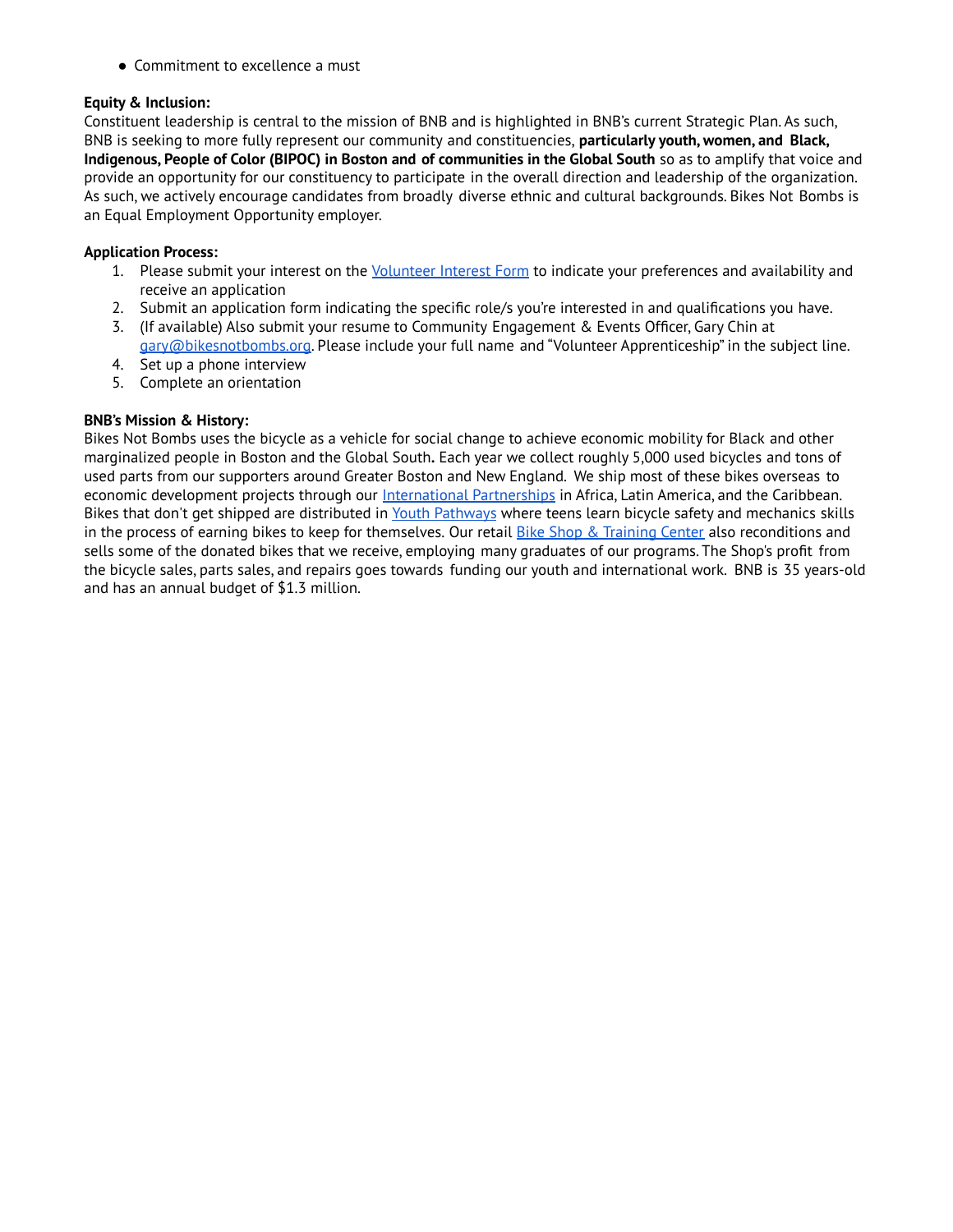- Commitment to excellence a must

**Equity & Inclusion:**
Constituent leadership is central to the mission of BNB and is highlighted in BNB's current Strategic Plan. As such, BNB is seeking to more fully represent our community and constituencies, **particularly youth, women, and Black, Indigenous, People of Color (BIPOC) in Boston and of communities in the Global South** so as to amplify that voice and provide an opportunity for our constituency to participate in the overall direction and leadership of the organization. As such, we actively encourage candidates from broadly diverse ethnic and cultural backgrounds. Bikes Not Bombs is an Equal Employment Opportunity employer.

**Application Process:**

1. Please submit your interest on the Volunteer Interest Form to indicate your preferences and availability and receive an application
2. Submit an application form indicating the specific role/s you're interested in and qualifications you have.
3. (If available) Also submit your resume to Community Engagement & Events Officer, Gary Chin at gary@bikesnotbombs.org. Please include your full name and "Volunteer Apprenticeship" in the subject line.
4. Set up a phone interview
5. Complete an orientation

**BNB's Mission & History:**
Bikes Not Bombs uses the bicycle as a vehicle for social change to achieve economic mobility for Black and other marginalized people in Boston and the Global South**.** Each year we collect roughly 5,000 used bicycles and tons of used parts from our supporters around Greater Boston and New England. We ship most of these bikes overseas to economic development projects through our International Partnerships in Africa, Latin America, and the Caribbean. Bikes that don't get shipped are distributed in Youth Pathways where teens learn bicycle safety and mechanics skills in the process of earning bikes to keep for themselves. Our retail Bike Shop & Training Center also reconditions and sells some of the donated bikes that we receive, employing many graduates of our programs. The Shop's profit from the bicycle sales, parts sales, and repairs goes towards funding our youth and international work. BNB is 35 years-old and has an annual budget of $1.3 million.